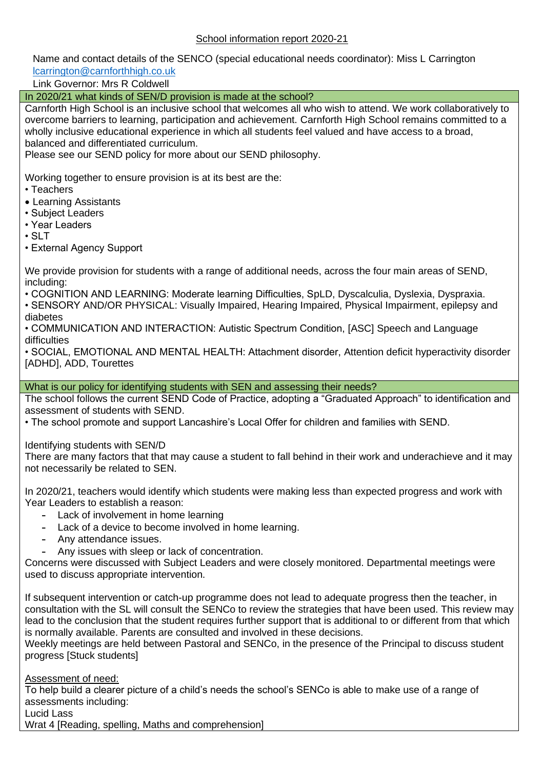# School information report 2020-21

Name and contact details of the SENCO (special educational needs coordinator): Miss L Carrington
lcarrington@carnforthhigh.co.uk
Link Governor: Mrs R Coldwell

## In 2020/21 what kinds of SEN/D provision is made at the school?

Carnforth High School is an inclusive school that welcomes all who wish to attend. We work collaboratively to overcome barriers to learning, participation and achievement. Carnforth High School remains committed to a wholly inclusive educational experience in which all students feel valued and have access to a broad, balanced and differentiated curriculum.
Please see our SEND policy for more about our SEND philosophy.

Working together to ensure provision is at its best are the:

- Teachers
- Learning Assistants
- Subject Leaders
- Year Leaders
- SLT
- External Agency Support

We provide provision for students with a range of additional needs, across the four main areas of SEND, including:

- COGNITION AND LEARNING: Moderate learning Difficulties, SpLD, Dyscalculia, Dyslexia, Dyspraxia.
- SENSORY AND/OR PHYSICAL: Visually Impaired, Hearing Impaired, Physical Impairment, epilepsy and diabetes
- COMMUNICATION AND INTERACTION: Autistic Spectrum Condition, [ASC] Speech and Language difficulties
- SOCIAL, EMOTIONAL AND MENTAL HEALTH: Attachment disorder, Attention deficit hyperactivity disorder [ADHD], ADD, Tourettes

## What is our policy for identifying students with SEN and assessing their needs?

The school follows the current SEND Code of Practice, adopting a "Graduated Approach" to identification and assessment of students with SEND.

- The school promote and support Lancashire's Local Offer for children and families with SEND.

Identifying students with SEN/D
There are many factors that that may cause a student to fall behind in their work and underachieve and it may not necessarily be related to SEN.

In 2020/21, teachers would identify which students were making less than expected progress and work with Year Leaders to establish a reason:

- Lack of involvement in home learning
- Lack of a device to become involved in home learning.
- Any attendance issues.
- Any issues with sleep or lack of concentration.

Concerns were discussed with Subject Leaders and were closely monitored. Departmental meetings were used to discuss appropriate intervention.

If subsequent intervention or catch-up programme does not lead to adequate progress then the teacher, in consultation with the SL will consult the SENCo to review the strategies that have been used. This review may lead to the conclusion that the student requires further support that is additional to or different from that which is normally available. Parents are consulted and involved in these decisions.
Weekly meetings are held between Pastoral and SENCo, in the presence of the Principal to discuss student progress [Stuck students]

<u>Assessment of need:</u>
To help build a clearer picture of a child's needs the school's SENCo is able to make use of a range of assessments including:
Lucid Lass
Wrat 4 [Reading, spelling, Maths and comprehension]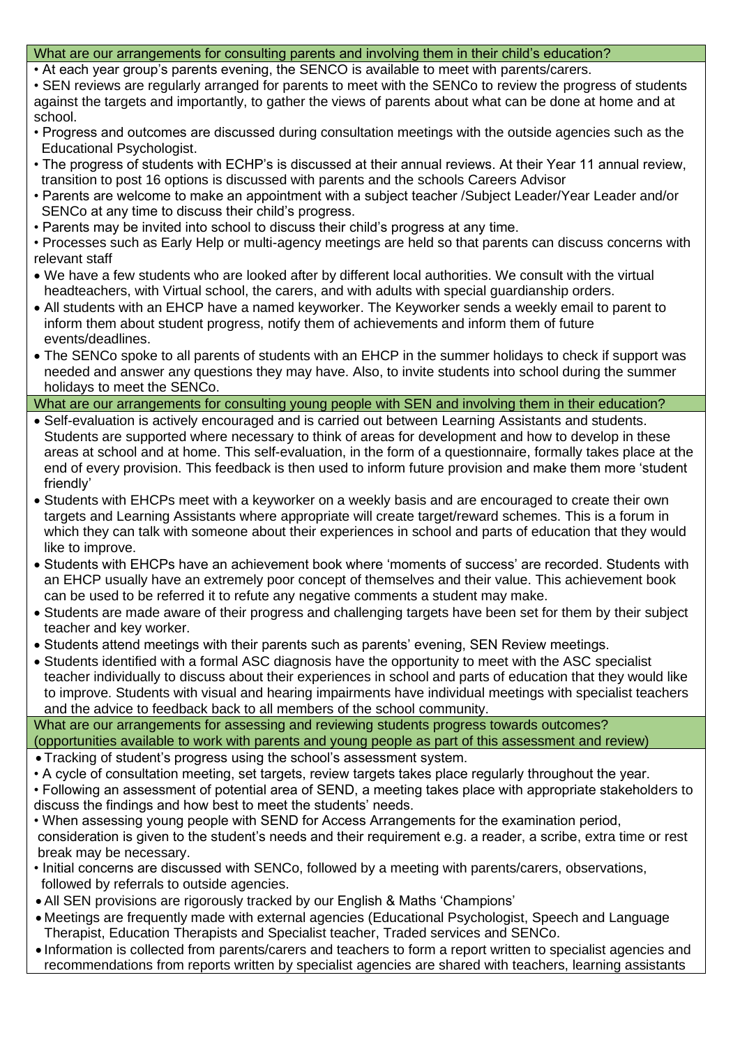### What are our arrangements for consulting parents and involving them in their child's education?

- At each year group's parents evening, the SENCO is available to meet with parents/carers.
- SEN reviews are regularly arranged for parents to meet with the SENCo to review the progress of students against the targets and importantly, to gather the views of parents about what can be done at home and at school.
- Progress and outcomes are discussed during consultation meetings with the outside agencies such as the Educational Psychologist.
- The progress of students with ECHP's is discussed at their annual reviews. At their Year 11 annual review, transition to post 16 options is discussed with parents and the schools Careers Advisor
- Parents are welcome to make an appointment with a subject teacher /Subject Leader/Year Leader and/or SENCo at any time to discuss their child's progress.
- Parents may be invited into school to discuss their child's progress at any time.
- Processes such as Early Help or multi-agency meetings are held so that parents can discuss concerns with relevant staff
- We have a few students who are looked after by different local authorities. We consult with the virtual headteachers, with Virtual school, the carers, and with adults with special guardianship orders.
- All students with an EHCP have a named keyworker. The Keyworker sends a weekly email to parent to inform them about student progress, notify them of achievements and inform them of future events/deadlines.
- The SENCo spoke to all parents of students with an EHCP in the summer holidays to check if support was needed and answer any questions they may have. Also, to invite students into school during the summer holidays to meet the SENCo.

### What are our arrangements for consulting young people with SEN and involving them in their education?

- Self-evaluation is actively encouraged and is carried out between Learning Assistants and students. Students are supported where necessary to think of areas for development and how to develop in these areas at school and at home. This self-evaluation, in the form of a questionnaire, formally takes place at the end of every provision. This feedback is then used to inform future provision and make them more 'student friendly'
- Students with EHCPs meet with a keyworker on a weekly basis and are encouraged to create their own targets and Learning Assistants where appropriate will create target/reward schemes. This is a forum in which they can talk with someone about their experiences in school and parts of education that they would like to improve.
- Students with EHCPs have an achievement book where 'moments of success' are recorded. Students with an EHCP usually have an extremely poor concept of themselves and their value. This achievement book can be used to be referred it to refute any negative comments a student may make.
- Students are made aware of their progress and challenging targets have been set for them by their subject teacher and key worker.
- Students attend meetings with their parents such as parents' evening, SEN Review meetings.
- Students identified with a formal ASC diagnosis have the opportunity to meet with the ASC specialist teacher individually to discuss about their experiences in school and parts of education that they would like to improve. Students with visual and hearing impairments have individual meetings with specialist teachers and the advice to feedback back to all members of the school community.

### What are our arrangements for assessing and reviewing students progress towards outcomes? (opportunities available to work with parents and young people as part of this assessment and review)

- Tracking of student's progress using the school's assessment system.
- A cycle of consultation meeting, set targets, review targets takes place regularly throughout the year.
- Following an assessment of potential area of SEND, a meeting takes place with appropriate stakeholders to discuss the findings and how best to meet the students' needs.
- When assessing young people with SEND for Access Arrangements for the examination period, consideration is given to the student's needs and their requirement e.g. a reader, a scribe, extra time or rest break may be necessary.
- Initial concerns are discussed with SENCo, followed by a meeting with parents/carers, observations, followed by referrals to outside agencies.
- All SEN provisions are rigorously tracked by our English & Maths 'Champions'
- Meetings are frequently made with external agencies (Educational Psychologist, Speech and Language Therapist, Education Therapists and Specialist teacher, Traded services and SENCo.
- Information is collected from parents/carers and teachers to form a report written to specialist agencies and recommendations from reports written by specialist agencies are shared with teachers, learning assistants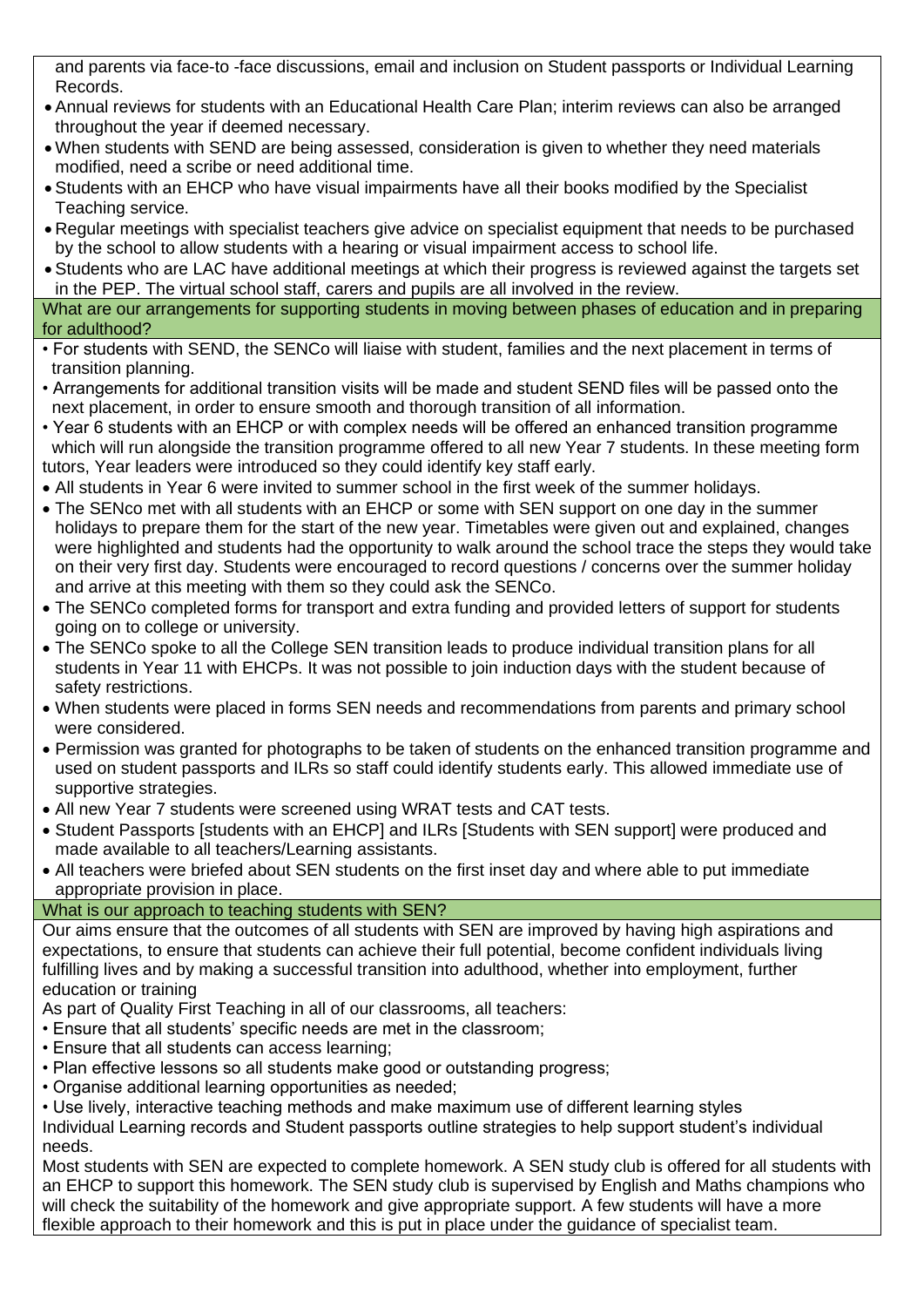and parents via face-to -face discussions, email and inclusion on Student passports or Individual Learning Records.

- Annual reviews for students with an Educational Health Care Plan; interim reviews can also be arranged throughout the year if deemed necessary.
- When students with SEND are being assessed, consideration is given to whether they need materials modified, need a scribe or need additional time.
- Students with an EHCP who have visual impairments have all their books modified by the Specialist Teaching service.
- Regular meetings with specialist teachers give advice on specialist equipment that needs to be purchased by the school to allow students with a hearing or visual impairment access to school life.
- Students who are LAC have additional meetings at which their progress is reviewed against the targets set in the PEP. The virtual school staff, carers and pupils are all involved in the review.

## What are our arrangements for supporting students in moving between phases of education and in preparing for adulthood?

- For students with SEND, the SENCo will liaise with student, families and the next placement in terms of transition planning.
- Arrangements for additional transition visits will be made and student SEND files will be passed onto the next placement, in order to ensure smooth and thorough transition of all information.
- Year 6 students with an EHCP or with complex needs will be offered an enhanced transition programme which will run alongside the transition programme offered to all new Year 7 students. In these meeting form tutors, Year leaders were introduced so they could identify key staff early.
- All students in Year 6 were invited to summer school in the first week of the summer holidays.
- The SENco met with all students with an EHCP or some with SEN support on one day in the summer holidays to prepare them for the start of the new year. Timetables were given out and explained, changes were highlighted and students had the opportunity to walk around the school trace the steps they would take on their very first day. Students were encouraged to record questions / concerns over the summer holiday and arrive at this meeting with them so they could ask the SENCo.
- The SENCo completed forms for transport and extra funding and provided letters of support for students going on to college or university.
- The SENCo spoke to all the College SEN transition leads to produce individual transition plans for all students in Year 11 with EHCPs. It was not possible to join induction days with the student because of safety restrictions.
- When students were placed in forms SEN needs and recommendations from parents and primary school were considered.
- Permission was granted for photographs to be taken of students on the enhanced transition programme and used on student passports and ILRs so staff could identify students early. This allowed immediate use of supportive strategies.
- All new Year 7 students were screened using WRAT tests and CAT tests.
- Student Passports [students with an EHCP] and ILRs [Students with SEN support] were produced and made available to all teachers/Learning assistants.
- All teachers were briefed about SEN students on the first inset day and where able to put immediate appropriate provision in place.

## What is our approach to teaching students with SEN?

Our aims ensure that the outcomes of all students with SEN are improved by having high aspirations and expectations, to ensure that students can achieve their full potential, become confident individuals living fulfilling lives and by making a successful transition into adulthood, whether into employment, further education or training

As part of Quality First Teaching in all of our classrooms, all teachers:

- Ensure that all students' specific needs are met in the classroom;
- Ensure that all students can access learning;
- Plan effective lessons so all students make good or outstanding progress;
- Organise additional learning opportunities as needed;
- Use lively, interactive teaching methods and make maximum use of different learning styles

Individual Learning records and Student passports outline strategies to help support student's individual needs.

Most students with SEN are expected to complete homework. A SEN study club is offered for all students with an EHCP to support this homework. The SEN study club is supervised by English and Maths champions who will check the suitability of the homework and give appropriate support. A few students will have a more flexible approach to their homework and this is put in place under the guidance of specialist team.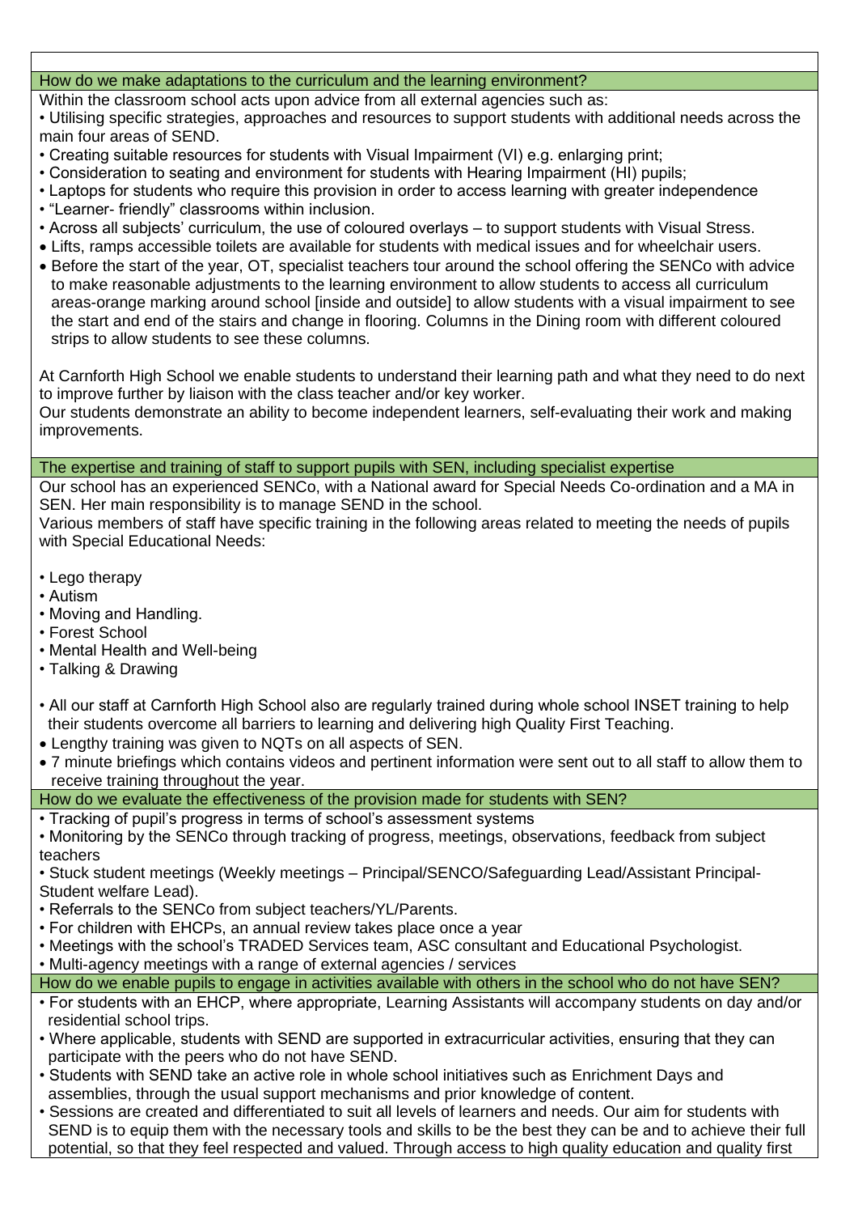## How do we make adaptations to the curriculum and the learning environment?

Within the classroom school acts upon advice from all external agencies such as:

- Utilising specific strategies, approaches and resources to support students with additional needs across the main four areas of SEND.
- Creating suitable resources for students with Visual Impairment (VI) e.g. enlarging print;
- Consideration to seating and environment for students with Hearing Impairment (HI) pupils;
- Laptops for students who require this provision in order to access learning with greater independence
- "Learner- friendly" classrooms within inclusion.
- Across all subjects' curriculum, the use of coloured overlays – to support students with Visual Stress.
- Lifts, ramps accessible toilets are available for students with medical issues and for wheelchair users.
- Before the start of the year, OT, specialist teachers tour around the school offering the SENCo with advice to make reasonable adjustments to the learning environment to allow students to access all curriculum areas-orange marking around school [inside and outside] to allow students with a visual impairment to see the start and end of the stairs and change in flooring. Columns in the Dining room with different coloured strips to allow students to see these columns.

At Carnforth High School we enable students to understand their learning path and what they need to do next to improve further by liaison with the class teacher and/or key worker.

Our students demonstrate an ability to become independent learners, self-evaluating their work and making improvements.

## The expertise and training of staff to support pupils with SEN, including specialist expertise

Our school has an experienced SENCo, with a National award for Special Needs Co-ordination and a MA in SEN. Her main responsibility is to manage SEND in the school.

Various members of staff have specific training in the following areas related to meeting the needs of pupils with Special Educational Needs:

- Lego therapy
- Autism
- Moving and Handling.
- Forest School
- Mental Health and Well-being
- Talking & Drawing

- All our staff at Carnforth High School also are regularly trained during whole school INSET training to help their students overcome all barriers to learning and delivering high Quality First Teaching.
- Lengthy training was given to NQTs on all aspects of SEN.
- 7 minute briefings which contains videos and pertinent information were sent out to all staff to allow them to receive training throughout the year.

## How do we evaluate the effectiveness of the provision made for students with SEN?

- Tracking of pupil's progress in terms of school's assessment systems
- Monitoring by the SENCo through tracking of progress, meetings, observations, feedback from subject teachers
- Stuck student meetings (Weekly meetings – Principal/SENCO/Safeguarding Lead/Assistant Principal-Student welfare Lead).
- Referrals to the SENCo from subject teachers/YL/Parents.
- For children with EHCPs, an annual review takes place once a year
- Meetings with the school's TRADED Services team, ASC consultant and Educational Psychologist.
- Multi-agency meetings with a range of external agencies / services

## How do we enable pupils to engage in activities available with others in the school who do not have SEN?

- For students with an EHCP, where appropriate, Learning Assistants will accompany students on day and/or residential school trips.
- Where applicable, students with SEND are supported in extracurricular activities, ensuring that they can participate with the peers who do not have SEND.
- Students with SEND take an active role in whole school initiatives such as Enrichment Days and assemblies, through the usual support mechanisms and prior knowledge of content.
- Sessions are created and differentiated to suit all levels of learners and needs. Our aim for students with SEND is to equip them with the necessary tools and skills to be the best they can be and to achieve their full potential, so that they feel respected and valued. Through access to high quality education and quality first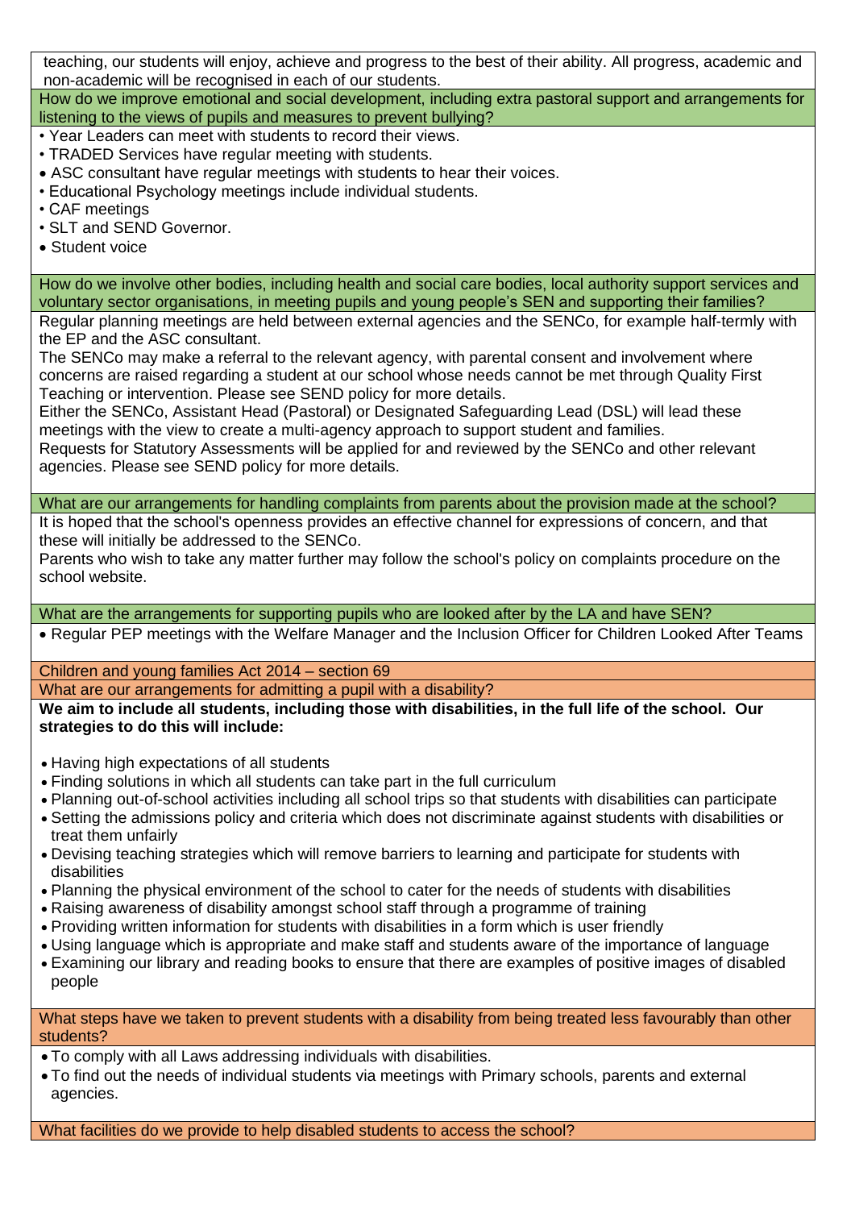teaching, our students will enjoy, achieve and progress to the best of their ability. All progress, academic and non-academic will be recognised in each of our students.

### How do we improve emotional and social development, including extra pastoral support and arrangements for listening to the views of pupils and measures to prevent bullying?

- Year Leaders can meet with students to record their views.
- TRADED Services have regular meeting with students.
- ASC consultant have regular meetings with students to hear their voices.
- Educational Psychology meetings include individual students.
- CAF meetings
- SLT and SEND Governor.
- Student voice

### How do we involve other bodies, including health and social care bodies, local authority support services and voluntary sector organisations, in meeting pupils and young people's SEN and supporting their families?

Regular planning meetings are held between external agencies and the SENCo, for example half-termly with the EP and the ASC consultant.

The SENCo may make a referral to the relevant agency, with parental consent and involvement where concerns are raised regarding a student at our school whose needs cannot be met through Quality First Teaching or intervention. Please see SEND policy for more details.

Either the SENCo, Assistant Head (Pastoral) or Designated Safeguarding Lead (DSL) will lead these meetings with the view to create a multi-agency approach to support student and families.

Requests for Statutory Assessments will be applied for and reviewed by the SENCo and other relevant agencies. Please see SEND policy for more details.

### What are our arrangements for handling complaints from parents about the provision made at the school?

It is hoped that the school's openness provides an effective channel for expressions of concern, and that these will initially be addressed to the SENCo.

Parents who wish to take any matter further may follow the school's policy on complaints procedure on the school website.

### What are the arrangements for supporting pupils who are looked after by the LA and have SEN?

- Regular PEP meetings with the Welfare Manager and the Inclusion Officer for Children Looked After Teams

## Children and young families Act 2014 – section 69

### What are our arrangements for admitting a pupil with a disability?

**We aim to include all students, including those with disabilities, in the full life of the school. Our strategies to do this will include:**

- Having high expectations of all students
- Finding solutions in which all students can take part in the full curriculum
- Planning out-of-school activities including all school trips so that students with disabilities can participate
- Setting the admissions policy and criteria which does not discriminate against students with disabilities or treat them unfairly
- Devising teaching strategies which will remove barriers to learning and participate for students with disabilities
- Planning the physical environment of the school to cater for the needs of students with disabilities
- Raising awareness of disability amongst school staff through a programme of training
- Providing written information for students with disabilities in a form which is user friendly
- Using language which is appropriate and make staff and students aware of the importance of language
- Examining our library and reading books to ensure that there are examples of positive images of disabled people

### What steps have we taken to prevent students with a disability from being treated less favourably than other students?

- To comply with all Laws addressing individuals with disabilities.
- To find out the needs of individual students via meetings with Primary schools, parents and external agencies.

### What facilities do we provide to help disabled students to access the school?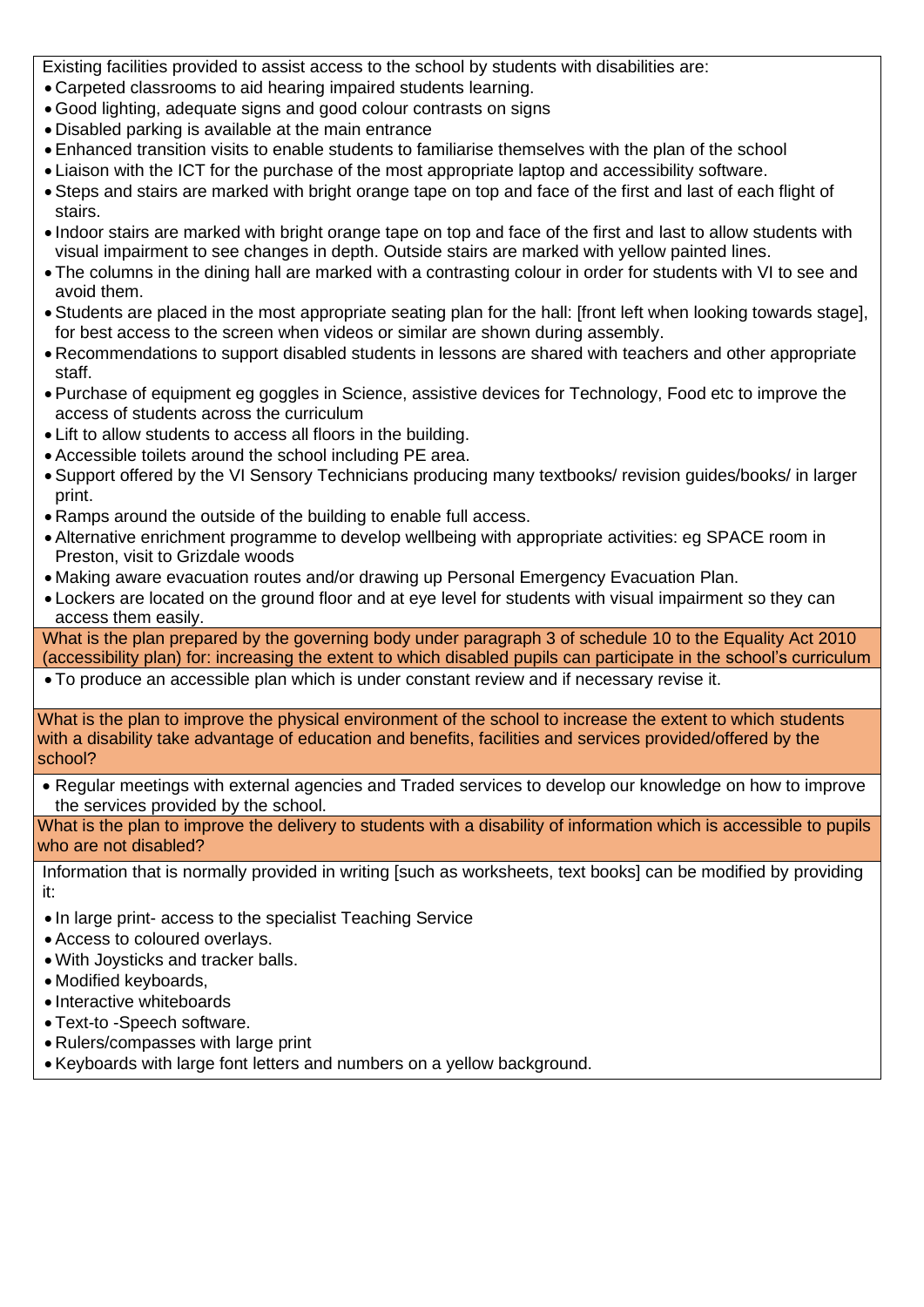Existing facilities provided to assist access to the school by students with disabilities are:

- Carpeted classrooms to aid hearing impaired students learning.
- Good lighting, adequate signs and good colour contrasts on signs
- Disabled parking is available at the main entrance
- Enhanced transition visits to enable students to familiarise themselves with the plan of the school
- Liaison with the ICT for the purchase of the most appropriate laptop and accessibility software.
- Steps and stairs are marked with bright orange tape on top and face of the first and last of each flight of stairs.
- Indoor stairs are marked with bright orange tape on top and face of the first and last to allow students with visual impairment to see changes in depth. Outside stairs are marked with yellow painted lines.
- The columns in the dining hall are marked with a contrasting colour in order for students with VI to see and avoid them.
- Students are placed in the most appropriate seating plan for the hall: [front left when looking towards stage], for best access to the screen when videos or similar are shown during assembly.
- Recommendations to support disabled students in lessons are shared with teachers and other appropriate staff.
- Purchase of equipment eg goggles in Science, assistive devices for Technology, Food etc to improve the access of students across the curriculum
- Lift to allow students to access all floors in the building.
- Accessible toilets around the school including PE area.
- Support offered by the VI Sensory Technicians producing many textbooks/ revision guides/books/ in larger print.
- Ramps around the outside of the building to enable full access.
- Alternative enrichment programme to develop wellbeing with appropriate activities: eg SPACE room in Preston, visit to Grizdale woods
- Making aware evacuation routes and/or drawing up Personal Emergency Evacuation Plan.
- Lockers are located on the ground floor and at eye level for students with visual impairment so they can access them easily.

**What is the plan prepared by the governing body under paragraph 3 of schedule 10 to the Equality Act 2010 (accessibility plan) for: increasing the extent to which disabled pupils can participate in the school's curriculum**

- To produce an accessible plan which is under constant review and if necessary revise it.

**What is the plan to improve the physical environment of the school to increase the extent to which students with a disability take advantage of education and benefits, facilities and services provided/offered by the school?**

- Regular meetings with external agencies and Traded services to develop our knowledge on how to improve the services provided by the school.

**What is the plan to improve the delivery to students with a disability of information which is accessible to pupils who are not disabled?**

Information that is normally provided in writing [such as worksheets, text books] can be modified by providing it:

- In large print- access to the specialist Teaching Service
- Access to coloured overlays.
- With Joysticks and tracker balls.
- Modified keyboards,
- Interactive whiteboards
- Text-to -Speech software.
- Rulers/compasses with large print
- Keyboards with large font letters and numbers on a yellow background.